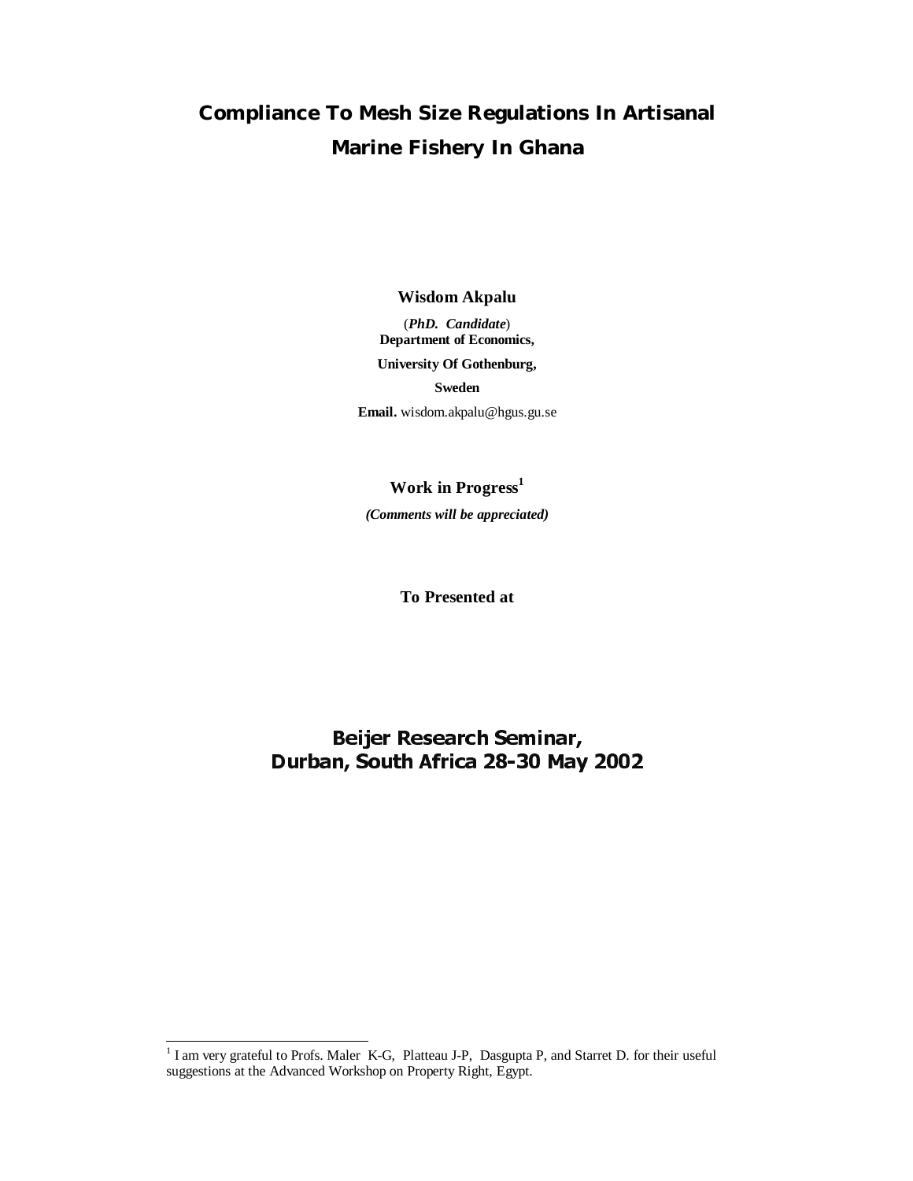# Compliance To Mesh Size Regulations In Artisanal Marine Fishery In Ghana

**Wisdom Akpalu**

(***PhD. Candidate***)
**Department of Economics,**

**University Of Gothenburg,**

**Sweden**

**Email.** wisdom.akpalu@hgus.gu.se

**Work in Progress**[1]

***(Comments will be appreciated)***

**To Presented at**

## Beijer Research Seminar, Durban, South Africa 28-30 May 2002

[1] I am very grateful to Profs. Maler K-G, Platteau J-P, Dasgupta P, and Starret D. for their useful suggestions at the Advanced Workshop on Property Right, Egypt.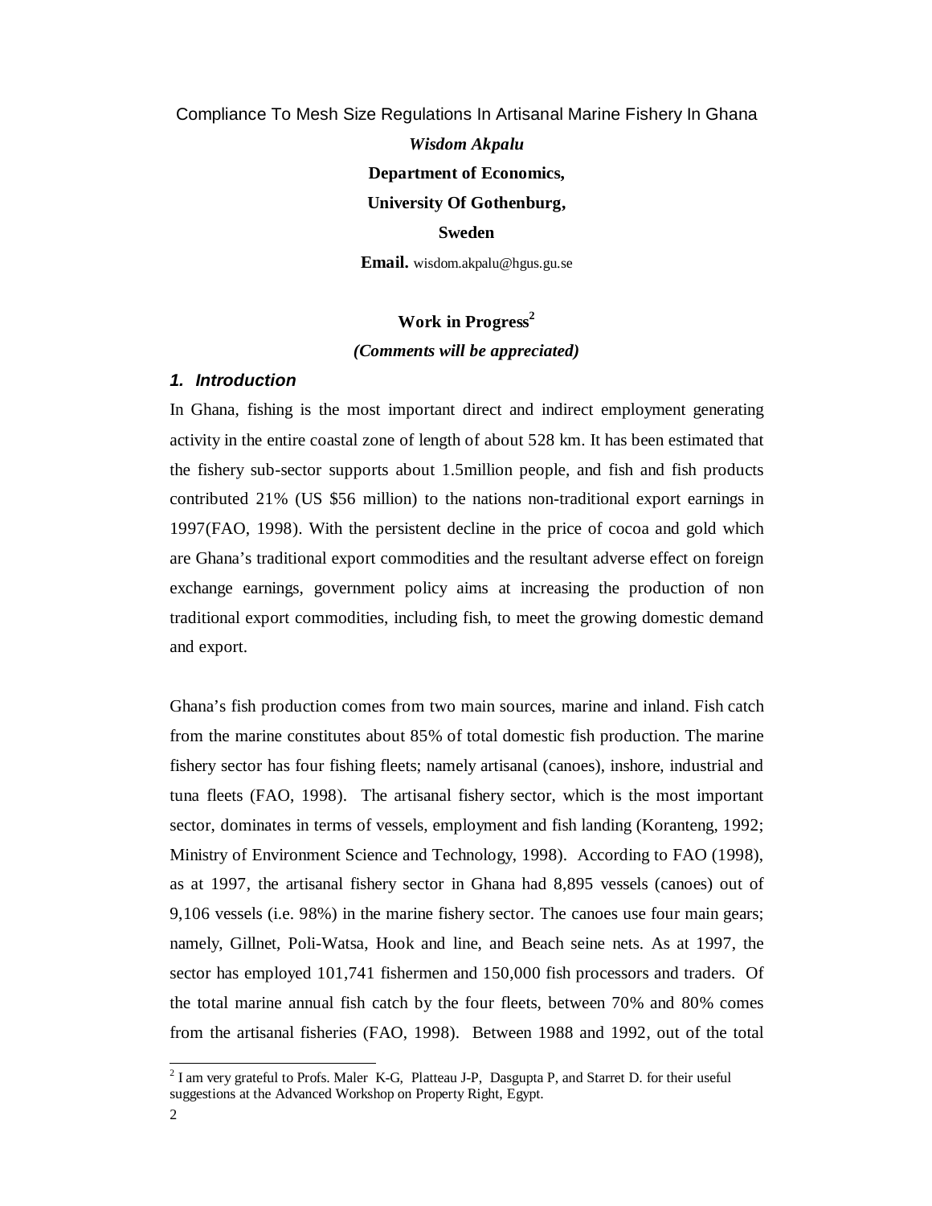Compliance To Mesh Size Regulations In Artisanal Marine Fishery In Ghana

*Wisdom Akpalu*

**Department of Economics,**

**University Of Gothenburg,**

**Sweden**

**Email.** wisdom.akpalu@hgus.gu.se

**Work in Progress[2]**

***(Comments will be appreciated)***

## 1. Introduction

In Ghana, fishing is the most important direct and indirect employment generating activity in the entire coastal zone of length of about 528 km. It has been estimated that the fishery sub-sector supports about 1.5million people, and fish and fish products contributed 21% (US $56 million) to the nations non-traditional export earnings in 1997(FAO, 1998). With the persistent decline in the price of cocoa and gold which are Ghana's traditional export commodities and the resultant adverse effect on foreign exchange earnings, government policy aims at increasing the production of non traditional export commodities, including fish, to meet the growing domestic demand and export.

Ghana's fish production comes from two main sources, marine and inland. Fish catch from the marine constitutes about 85% of total domestic fish production. The marine fishery sector has four fishing fleets; namely artisanal (canoes), inshore, industrial and tuna fleets (FAO, 1998). The artisanal fishery sector, which is the most important sector, dominates in terms of vessels, employment and fish landing (Koranteng, 1992; Ministry of Environment Science and Technology, 1998). According to FAO (1998), as at 1997, the artisanal fishery sector in Ghana had 8,895 vessels (canoes) out of 9,106 vessels (i.e. 98%) in the marine fishery sector. The canoes use four main gears; namely, Gillnet, Poli-Watsa, Hook and line, and Beach seine nets. As at 1997, the sector has employed 101,741 fishermen and 150,000 fish processors and traders. Of the total marine annual fish catch by the four fleets, between 70% and 80% comes from the artisanal fisheries (FAO, 1998). Between 1988 and 1992, out of the total

[2] I am very grateful to Profs. Maler K-G, Platteau J-P, Dasgupta P, and Starret D. for their useful suggestions at the Advanced Workshop on Property Right, Egypt.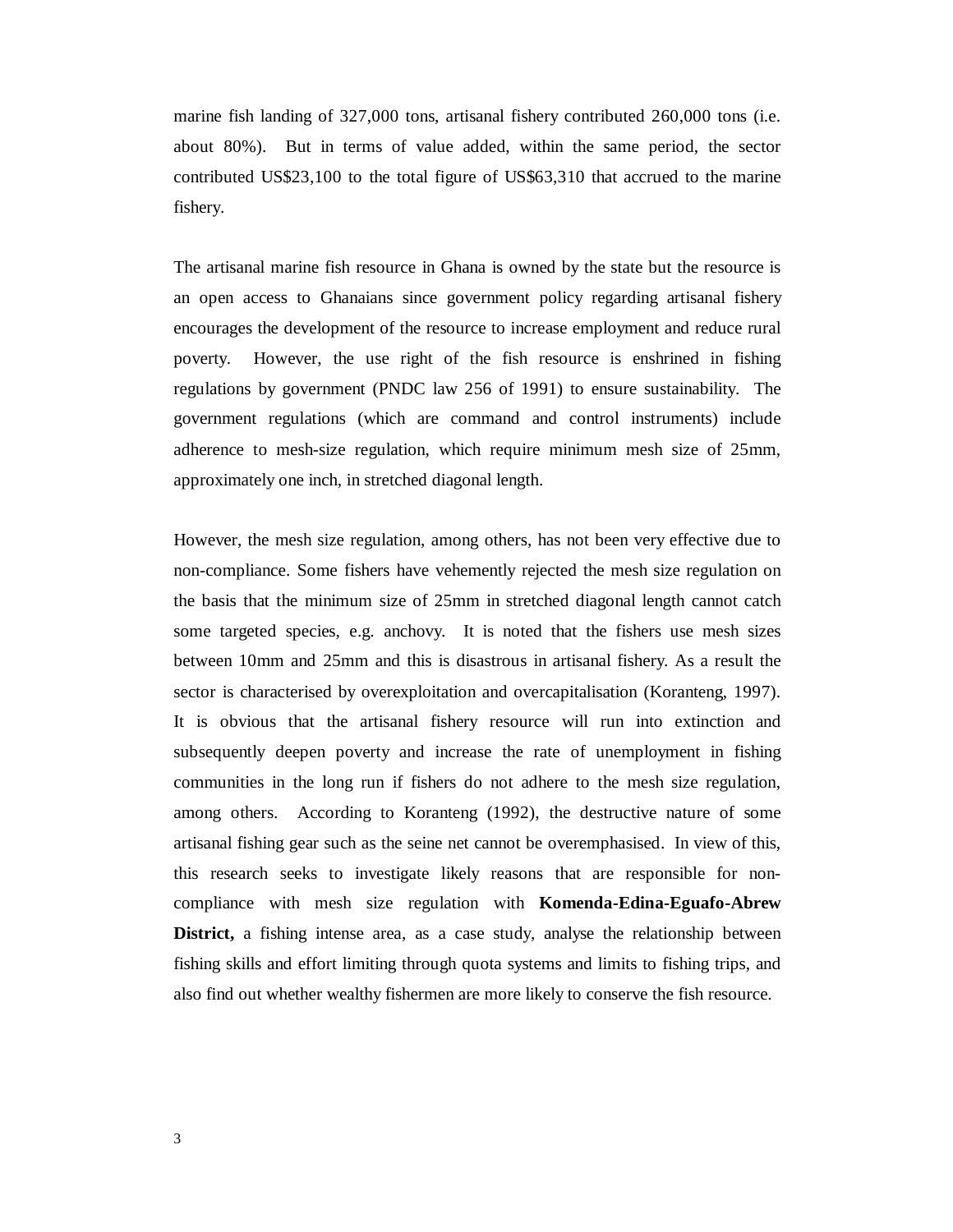marine fish landing of 327,000 tons, artisanal fishery contributed 260,000 tons (i.e. about 80%). But in terms of value added, within the same period, the sector contributed US$23,100 to the total figure of US$63,310 that accrued to the marine fishery.

The artisanal marine fish resource in Ghana is owned by the state but the resource is an open access to Ghanaians since government policy regarding artisanal fishery encourages the development of the resource to increase employment and reduce rural poverty. However, the use right of the fish resource is enshrined in fishing regulations by government (PNDC law 256 of 1991) to ensure sustainability. The government regulations (which are command and control instruments) include adherence to mesh-size regulation, which require minimum mesh size of 25mm, approximately one inch, in stretched diagonal length.

However, the mesh size regulation, among others, has not been very effective due to non-compliance. Some fishers have vehemently rejected the mesh size regulation on the basis that the minimum size of 25mm in stretched diagonal length cannot catch some targeted species, e.g. anchovy. It is noted that the fishers use mesh sizes between 10mm and 25mm and this is disastrous in artisanal fishery. As a result the sector is characterised by overexploitation and overcapitalisation (Koranteng, 1997). It is obvious that the artisanal fishery resource will run into extinction and subsequently deepen poverty and increase the rate of unemployment in fishing communities in the long run if fishers do not adhere to the mesh size regulation, among others. According to Koranteng (1992), the destructive nature of some artisanal fishing gear such as the seine net cannot be overemphasised. In view of this, this research seeks to investigate likely reasons that are responsible for non-compliance with mesh size regulation with **Komenda-Edina-Eguafo-Abrew District,** a fishing intense area, as a case study, analyse the relationship between fishing skills and effort limiting through quota systems and limits to fishing trips, and also find out whether wealthy fishermen are more likely to conserve the fish resource.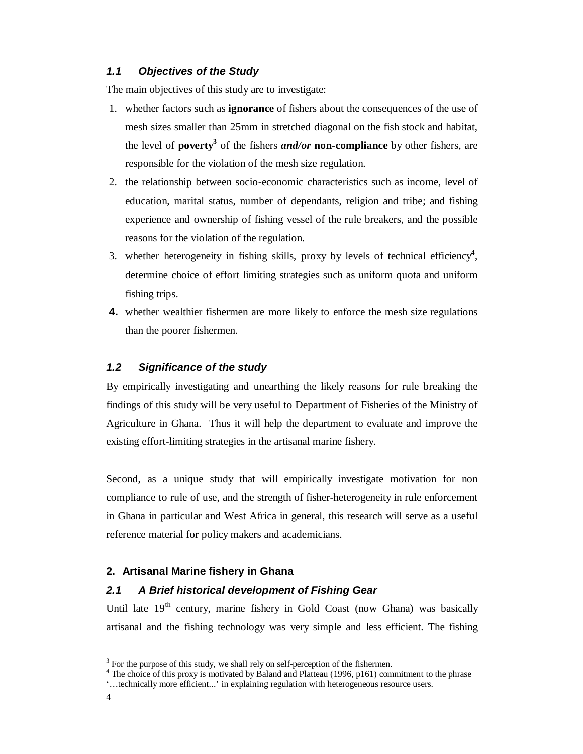### *1.1 Objectives of the Study*

The main objectives of this study are to investigate:

1. whether factors such as **ignorance** of fishers about the consequences of the use of mesh sizes smaller than 25mm in stretched diagonal on the fish stock and habitat, the level of **poverty**[3] of the fishers ***and/or*** **non-compliance** by other fishers, are responsible for the violation of the mesh size regulation.
2. the relationship between socio-economic characteristics such as income, level of education, marital status, number of dependants, religion and tribe; and fishing experience and ownership of fishing vessel of the rule breakers, and the possible reasons for the violation of the regulation.
3. whether heterogeneity in fishing skills, proxy by levels of technical efficiency[4], determine choice of effort limiting strategies such as uniform quota and uniform fishing trips.
4. whether wealthier fishermen are more likely to enforce the mesh size regulations than the poorer fishermen.

### *1.2 Significance of the study*

By empirically investigating and unearthing the likely reasons for rule breaking the findings of this study will be very useful to Department of Fisheries of the Ministry of Agriculture in Ghana. Thus it will help the department to evaluate and improve the existing effort-limiting strategies in the artisanal marine fishery.

Second, as a unique study that will empirically investigate motivation for non compliance to rule of use, and the strength of fisher-heterogeneity in rule enforcement in Ghana in particular and West Africa in general, this research will serve as a useful reference material for policy makers and academicians.

## 2. Artisanal Marine fishery in Ghana

### *2.1 A Brief historical development of Fishing Gear*

Until late 19th century, marine fishery in Gold Coast (now Ghana) was basically artisanal and the fishing technology was very simple and less efficient. The fishing

---

[3] For the purpose of this study, we shall rely on self-perception of the fishermen.

[4] The choice of this proxy is motivated by Baland and Platteau (1996, p161) commitment to the phrase '…technically more efficient...' in explaining regulation with heterogeneous resource users.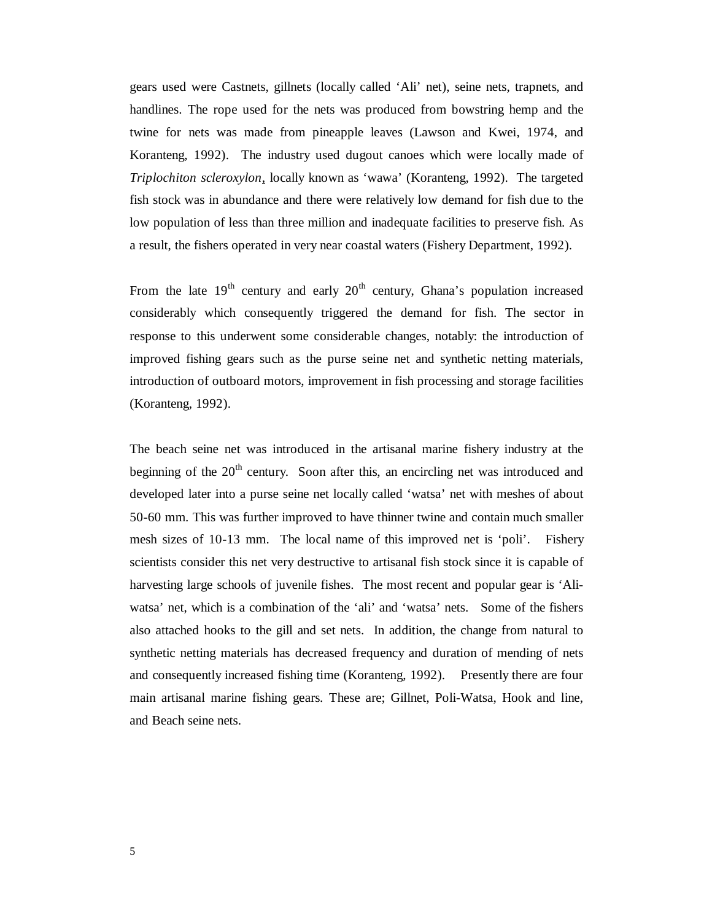gears used were Castnets, gillnets (locally called ‘Ali’ net), seine nets, trapnets, and handlines. The rope used for the nets was produced from bowstring hemp and the twine for nets was made from pineapple leaves (Lawson and Kwei, 1974, and Koranteng, 1992). The industry used dugout canoes which were locally made of *Triplochiton scleroxylon*, locally known as ‘wawa’ (Koranteng, 1992). The targeted fish stock was in abundance and there were relatively low demand for fish due to the low population of less than three million and inadequate facilities to preserve fish. As a result, the fishers operated in very near coastal waters (Fishery Department, 1992).

From the late 19th century and early 20th century, Ghana’s population increased considerably which consequently triggered the demand for fish. The sector in response to this underwent some considerable changes, notably: the introduction of improved fishing gears such as the purse seine net and synthetic netting materials, introduction of outboard motors, improvement in fish processing and storage facilities (Koranteng, 1992).

The beach seine net was introduced in the artisanal marine fishery industry at the beginning of the 20th century. Soon after this, an encircling net was introduced and developed later into a purse seine net locally called ‘watsa’ net with meshes of about 50-60 mm. This was further improved to have thinner twine and contain much smaller mesh sizes of 10-13 mm. The local name of this improved net is ‘poli’. Fishery scientists consider this net very destructive to artisanal fish stock since it is capable of harvesting large schools of juvenile fishes. The most recent and popular gear is ‘Ali-watsa’ net, which is a combination of the ‘ali’ and ‘watsa’ nets. Some of the fishers also attached hooks to the gill and set nets. In addition, the change from natural to synthetic netting materials has decreased frequency and duration of mending of nets and consequently increased fishing time (Koranteng, 1992). Presently there are four main artisanal marine fishing gears. These are; Gillnet, Poli-Watsa, Hook and line, and Beach seine nets.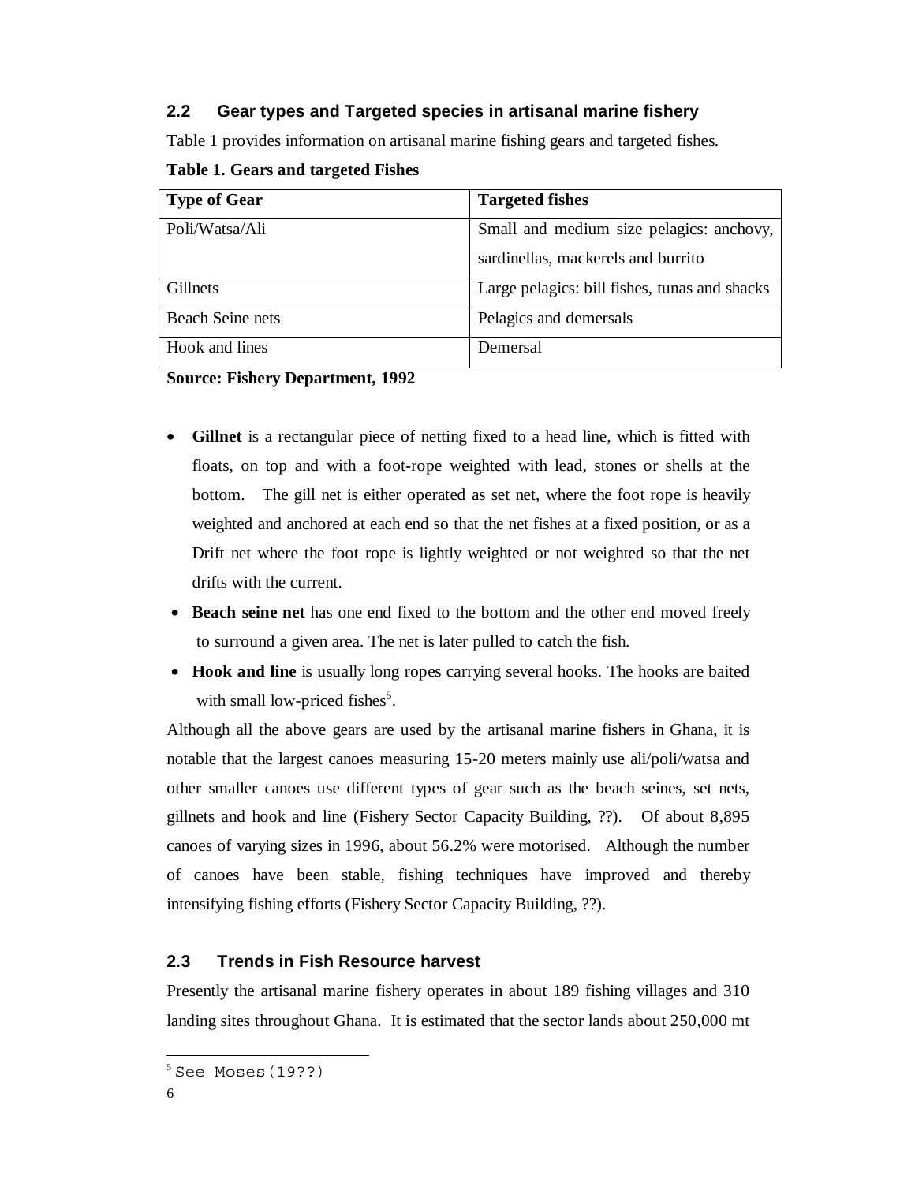## 2.2 Gear types and Targeted species in artisanal marine fishery

Table 1 provides information on artisanal marine fishing gears and targeted fishes.

**Table 1. Gears and targeted Fishes**

| Type of Gear | Targeted fishes |
|---|---|
| Poli/Watsa/Ali | Small and medium size pelagics: anchovy, sardinellas, mackerels and burrito |
| Gillnets | Large pelagics: bill fishes, tunas and shacks |
| Beach Seine nets | Pelagics and demersals |
| Hook and lines | Demersal |

**Source: Fishery Department, 1992**

- **Gillnet** is a rectangular piece of netting fixed to a head line, which is fitted with floats, on top and with a foot-rope weighted with lead, stones or shells at the bottom. The gill net is either operated as set net, where the foot rope is heavily weighted and anchored at each end so that the net fishes at a fixed position, or as a Drift net where the foot rope is lightly weighted or not weighted so that the net drifts with the current.
- **Beach seine net** has one end fixed to the bottom and the other end moved freely to surround a given area. The net is later pulled to catch the fish.
- **Hook and line** is usually long ropes carrying several hooks. The hooks are baited with small low-priced fishes[5].

Although all the above gears are used by the artisanal marine fishers in Ghana, it is notable that the largest canoes measuring 15-20 meters mainly use ali/poli/watsa and other smaller canoes use different types of gear such as the beach seines, set nets, gillnets and hook and line (Fishery Sector Capacity Building, ??). Of about 8,895 canoes of varying sizes in 1996, about 56.2% were motorised. Although the number of canoes have been stable, fishing techniques have improved and thereby intensifying fishing efforts (Fishery Sector Capacity Building, ??).

## 2.3 Trends in Fish Resource harvest

Presently the artisanal marine fishery operates in about 189 fishing villages and 310 landing sites throughout Ghana. It is estimated that the sector lands about 250,000 mt

[5] See Moses(19??)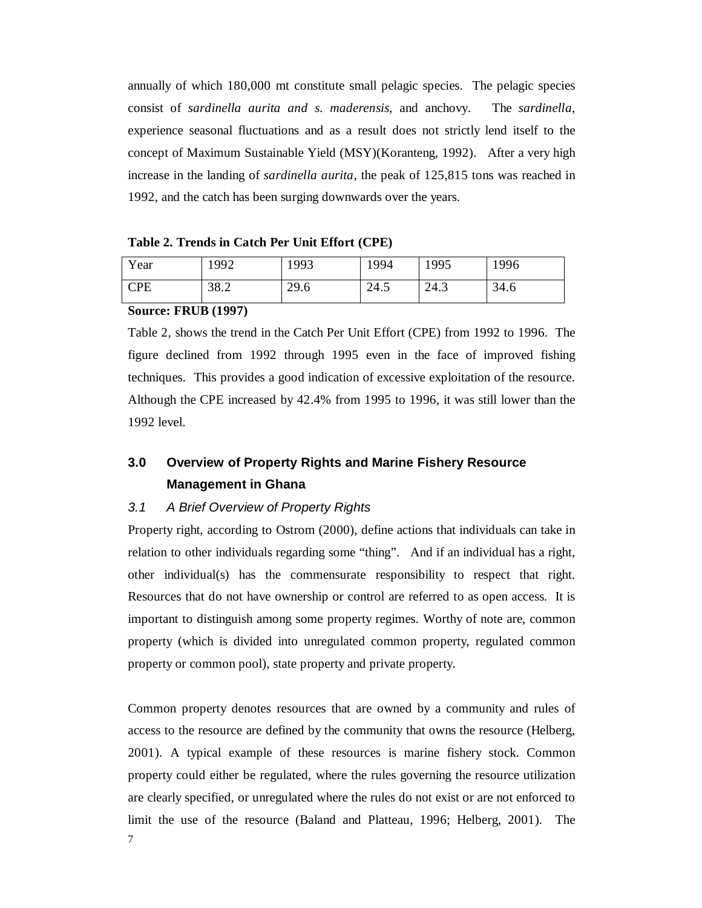annually of which 180,000 mt constitute small pelagic species. The pelagic species consist of *sardinella aurita and s. maderensis*, and anchovy. The *sardinella*, experience seasonal fluctuations and as a result does not strictly lend itself to the concept of Maximum Sustainable Yield (MSY)(Koranteng, 1992). After a very high increase in the landing of *sardinella aurita*, the peak of 125,815 tons was reached in 1992, and the catch has been surging downwards over the years.

**Table 2. Trends in Catch Per Unit Effort (CPE)**

| Year | 1992 | 1993 | 1994 | 1995 | 1996 |
| --- | --- | --- | --- | --- | --- |
| CPE | 38.2 | 29.6 | 24.5 | 24.3 | 34.6 |

**Source: FRUB (1997)**

Table 2, shows the trend in the Catch Per Unit Effort (CPE) from 1992 to 1996. The figure declined from 1992 through 1995 even in the face of improved fishing techniques. This provides a good indication of excessive exploitation of the resource. Although the CPE increased by 42.4% from 1995 to 1996, it was still lower than the 1992 level.

## 3.0 Overview of Property Rights and Marine Fishery Resource Management in Ghana

### *3.1 A Brief Overview of Property Rights*

Property right, according to Ostrom (2000), define actions that individuals can take in relation to other individuals regarding some "thing". And if an individual has a right, other individual(s) has the commensurate responsibility to respect that right. Resources that do not have ownership or control are referred to as open access. It is important to distinguish among some property regimes. Worthy of note are, common property (which is divided into unregulated common property, regulated common property or common pool), state property and private property.

Common property denotes resources that are owned by a community and rules of access to the resource are defined by the community that owns the resource (Helberg, 2001). A typical example of these resources is marine fishery stock. Common property could either be regulated, where the rules governing the resource utilization are clearly specified, or unregulated where the rules do not exist or are not enforced to limit the use of the resource (Baland and Platteau, 1996; Helberg, 2001). The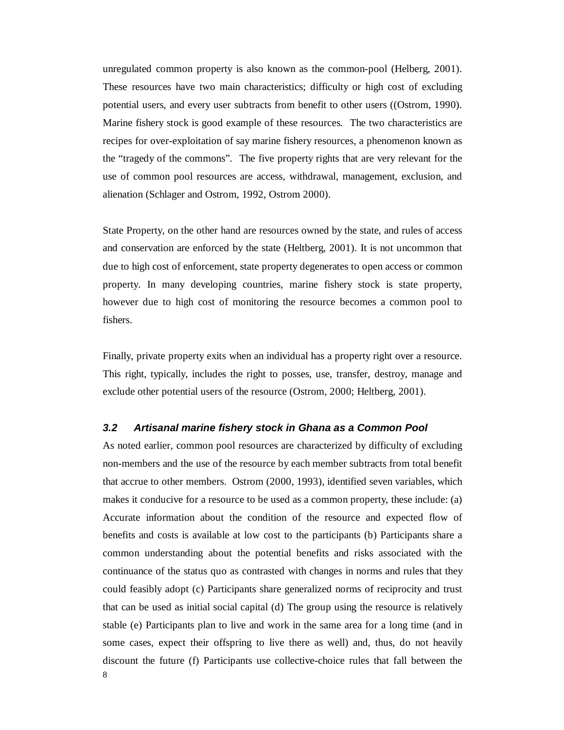unregulated common property is also known as the common-pool (Helberg, 2001). These resources have two main characteristics; difficulty or high cost of excluding potential users, and every user subtracts from benefit to other users ((Ostrom, 1990). Marine fishery stock is good example of these resources. The two characteristics are recipes for over-exploitation of say marine fishery resources, a phenomenon known as the "tragedy of the commons". The five property rights that are very relevant for the use of common pool resources are access, withdrawal, management, exclusion, and alienation (Schlager and Ostrom, 1992, Ostrom 2000).

State Property, on the other hand are resources owned by the state, and rules of access and conservation are enforced by the state (Heltberg, 2001). It is not uncommon that due to high cost of enforcement, state property degenerates to open access or common property. In many developing countries, marine fishery stock is state property, however due to high cost of monitoring the resource becomes a common pool to fishers.

Finally, private property exits when an individual has a property right over a resource. This right, typically, includes the right to posses, use, transfer, destroy, manage and exclude other potential users of the resource (Ostrom, 2000; Heltberg, 2001).

### *3.2 Artisanal marine fishery stock in Ghana as a Common Pool*

As noted earlier, common pool resources are characterized by difficulty of excluding non-members and the use of the resource by each member subtracts from total benefit that accrue to other members. Ostrom (2000, 1993), identified seven variables, which makes it conducive for a resource to be used as a common property, these include: (a) Accurate information about the condition of the resource and expected flow of benefits and costs is available at low cost to the participants (b) Participants share a common understanding about the potential benefits and risks associated with the continuance of the status quo as contrasted with changes in norms and rules that they could feasibly adopt (c) Participants share generalized norms of reciprocity and trust that can be used as initial social capital (d) The group using the resource is relatively stable (e) Participants plan to live and work in the same area for a long time (and in some cases, expect their offspring to live there as well) and, thus, do not heavily discount the future (f) Participants use collective-choice rules that fall between the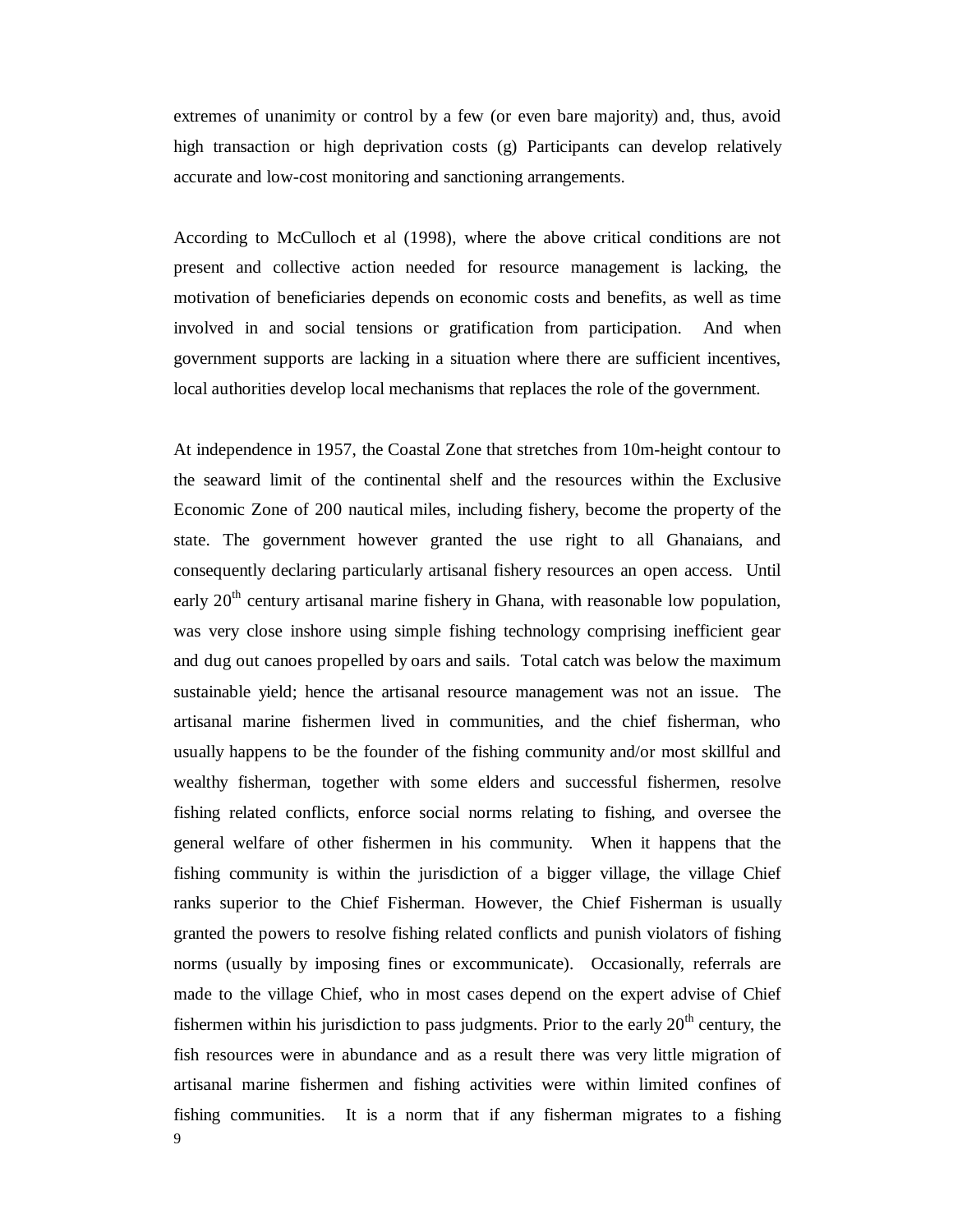extremes of unanimity or control by a few (or even bare majority) and, thus, avoid high transaction or high deprivation costs (g) Participants can develop relatively accurate and low-cost monitoring and sanctioning arrangements.

According to McCulloch et al (1998), where the above critical conditions are not present and collective action needed for resource management is lacking, the motivation of beneficiaries depends on economic costs and benefits, as well as time involved in and social tensions or gratification from participation. And when government supports are lacking in a situation where there are sufficient incentives, local authorities develop local mechanisms that replaces the role of the government.

At independence in 1957, the Coastal Zone that stretches from 10m-height contour to the seaward limit of the continental shelf and the resources within the Exclusive Economic Zone of 200 nautical miles, including fishery, become the property of the state. The government however granted the use right to all Ghanaians, and consequently declaring particularly artisanal fishery resources an open access. Until early 20th century artisanal marine fishery in Ghana, with reasonable low population, was very close inshore using simple fishing technology comprising inefficient gear and dug out canoes propelled by oars and sails. Total catch was below the maximum sustainable yield; hence the artisanal resource management was not an issue. The artisanal marine fishermen lived in communities, and the chief fisherman, who usually happens to be the founder of the fishing community and/or most skillful and wealthy fisherman, together with some elders and successful fishermen, resolve fishing related conflicts, enforce social norms relating to fishing, and oversee the general welfare of other fishermen in his community. When it happens that the fishing community is within the jurisdiction of a bigger village, the village Chief ranks superior to the Chief Fisherman. However, the Chief Fisherman is usually granted the powers to resolve fishing related conflicts and punish violators of fishing norms (usually by imposing fines or excommunicate). Occasionally, referrals are made to the village Chief, who in most cases depend on the expert advise of Chief fishermen within his jurisdiction to pass judgments. Prior to the early 20th century, the fish resources were in abundance and as a result there was very little migration of artisanal marine fishermen and fishing activities were within limited confines of fishing communities. It is a norm that if any fisherman migrates to a fishing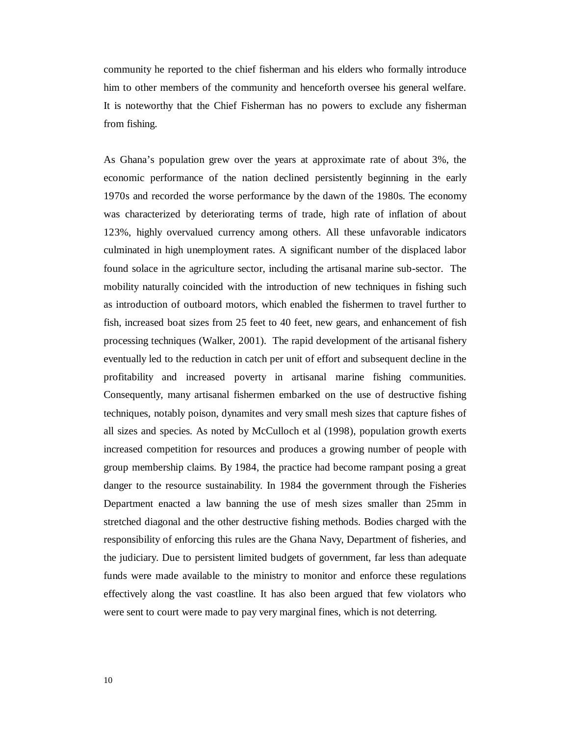community he reported to the chief fisherman and his elders who formally introduce him to other members of the community and henceforth oversee his general welfare. It is noteworthy that the Chief Fisherman has no powers to exclude any fisherman from fishing.

As Ghana's population grew over the years at approximate rate of about 3%, the economic performance of the nation declined persistently beginning in the early 1970s and recorded the worse performance by the dawn of the 1980s. The economy was characterized by deteriorating terms of trade, high rate of inflation of about 123%, highly overvalued currency among others. All these unfavorable indicators culminated in high unemployment rates. A significant number of the displaced labor found solace in the agriculture sector, including the artisanal marine sub-sector. The mobility naturally coincided with the introduction of new techniques in fishing such as introduction of outboard motors, which enabled the fishermen to travel further to fish, increased boat sizes from 25 feet to 40 feet, new gears, and enhancement of fish processing techniques (Walker, 2001). The rapid development of the artisanal fishery eventually led to the reduction in catch per unit of effort and subsequent decline in the profitability and increased poverty in artisanal marine fishing communities. Consequently, many artisanal fishermen embarked on the use of destructive fishing techniques, notably poison, dynamites and very small mesh sizes that capture fishes of all sizes and species. As noted by McCulloch et al (1998), population growth exerts increased competition for resources and produces a growing number of people with group membership claims. By 1984, the practice had become rampant posing a great danger to the resource sustainability. In 1984 the government through the Fisheries Department enacted a law banning the use of mesh sizes smaller than 25mm in stretched diagonal and the other destructive fishing methods. Bodies charged with the responsibility of enforcing this rules are the Ghana Navy, Department of fisheries, and the judiciary. Due to persistent limited budgets of government, far less than adequate funds were made available to the ministry to monitor and enforce these regulations effectively along the vast coastline. It has also been argued that few violators who were sent to court were made to pay very marginal fines, which is not deterring.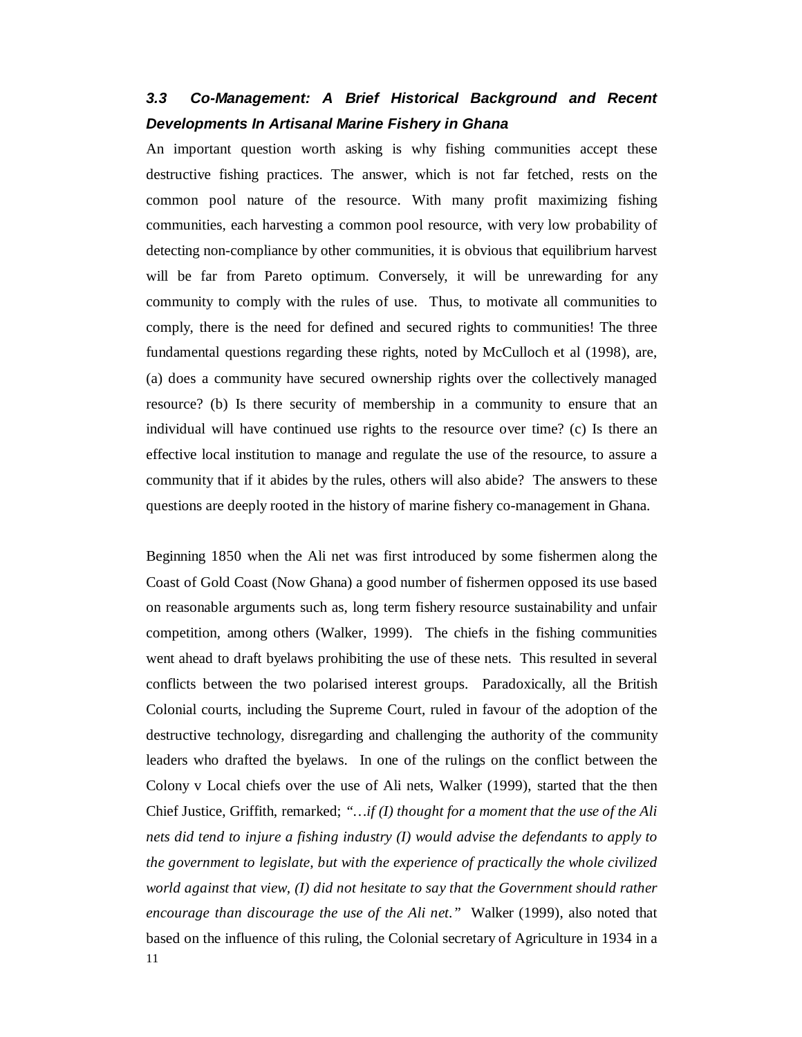### *3.3 Co-Management: A Brief Historical Background and Recent Developments In Artisanal Marine Fishery in Ghana*

An important question worth asking is why fishing communities accept these destructive fishing practices. The answer, which is not far fetched, rests on the common pool nature of the resource. With many profit maximizing fishing communities, each harvesting a common pool resource, with very low probability of detecting non-compliance by other communities, it is obvious that equilibrium harvest will be far from Pareto optimum. Conversely, it will be unrewarding for any community to comply with the rules of use. Thus, to motivate all communities to comply, there is the need for defined and secured rights to communities! The three fundamental questions regarding these rights, noted by McCulloch et al (1998), are, (a) does a community have secured ownership rights over the collectively managed resource? (b) Is there security of membership in a community to ensure that an individual will have continued use rights to the resource over time? (c) Is there an effective local institution to manage and regulate the use of the resource, to assure a community that if it abides by the rules, others will also abide? The answers to these questions are deeply rooted in the history of marine fishery co-management in Ghana.

Beginning 1850 when the Ali net was first introduced by some fishermen along the Coast of Gold Coast (Now Ghana) a good number of fishermen opposed its use based on reasonable arguments such as, long term fishery resource sustainability and unfair competition, among others (Walker, 1999). The chiefs in the fishing communities went ahead to draft byelaws prohibiting the use of these nets. This resulted in several conflicts between the two polarised interest groups. Paradoxically, all the British Colonial courts, including the Supreme Court, ruled in favour of the adoption of the destructive technology, disregarding and challenging the authority of the community leaders who drafted the byelaws. In one of the rulings on the conflict between the Colony v Local chiefs over the use of Ali nets, Walker (1999), started that the then Chief Justice, Griffith, remarked; *"…if (I) thought for a moment that the use of the Ali nets did tend to injure a fishing industry (I) would advise the defendants to apply to the government to legislate, but with the experience of practically the whole civilized world against that view, (I) did not hesitate to say that the Government should rather encourage than discourage the use of the Ali net."* Walker (1999), also noted that based on the influence of this ruling, the Colonial secretary of Agriculture in 1934 in a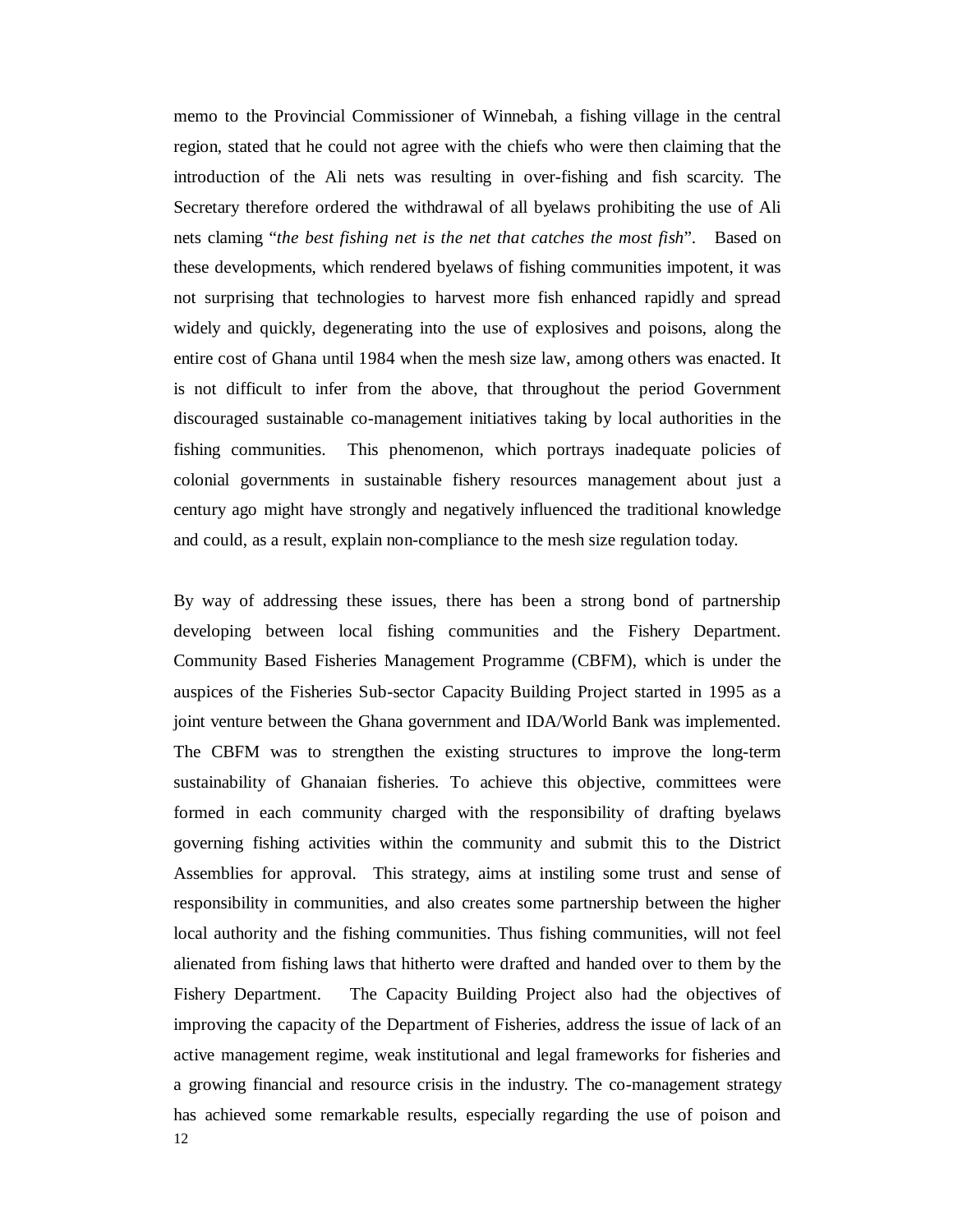memo to the Provincial Commissioner of Winnebah, a fishing village in the central region, stated that he could not agree with the chiefs who were then claiming that the introduction of the Ali nets was resulting in over-fishing and fish scarcity. The Secretary therefore ordered the withdrawal of all byelaws prohibiting the use of Ali nets claming "*the best fishing net is the net that catches the most fish*". Based on these developments, which rendered byelaws of fishing communities impotent, it was not surprising that technologies to harvest more fish enhanced rapidly and spread widely and quickly, degenerating into the use of explosives and poisons, along the entire cost of Ghana until 1984 when the mesh size law, among others was enacted. It is not difficult to infer from the above, that throughout the period Government discouraged sustainable co-management initiatives taking by local authorities in the fishing communities. This phenomenon, which portrays inadequate policies of colonial governments in sustainable fishery resources management about just a century ago might have strongly and negatively influenced the traditional knowledge and could, as a result, explain non-compliance to the mesh size regulation today.

By way of addressing these issues, there has been a strong bond of partnership developing between local fishing communities and the Fishery Department. Community Based Fisheries Management Programme (CBFM), which is under the auspices of the Fisheries Sub-sector Capacity Building Project started in 1995 as a joint venture between the Ghana government and IDA/World Bank was implemented. The CBFM was to strengthen the existing structures to improve the long-term sustainability of Ghanaian fisheries. To achieve this objective, committees were formed in each community charged with the responsibility of drafting byelaws governing fishing activities within the community and submit this to the District Assemblies for approval. This strategy, aims at instiling some trust and sense of responsibility in communities, and also creates some partnership between the higher local authority and the fishing communities. Thus fishing communities, will not feel alienated from fishing laws that hitherto were drafted and handed over to them by the Fishery Department. The Capacity Building Project also had the objectives of improving the capacity of the Department of Fisheries, address the issue of lack of an active management regime, weak institutional and legal frameworks for fisheries and a growing financial and resource crisis in the industry. The co-management strategy has achieved some remarkable results, especially regarding the use of poison and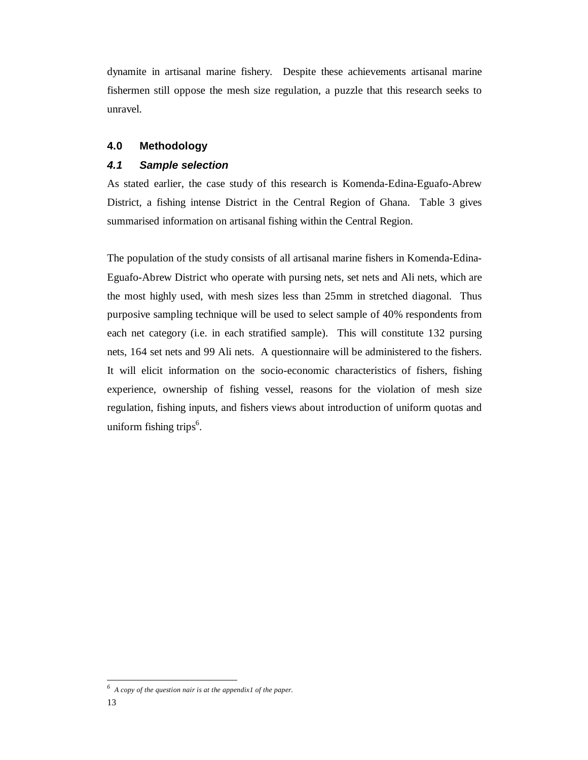dynamite in artisanal marine fishery. Despite these achievements artisanal marine fishermen still oppose the mesh size regulation, a puzzle that this research seeks to unravel.

## 4.0 Methodology

### *4.1 Sample selection*

As stated earlier, the case study of this research is Komenda-Edina-Eguafo-Abrew District, a fishing intense District in the Central Region of Ghana. Table 3 gives summarised information on artisanal fishing within the Central Region.

The population of the study consists of all artisanal marine fishers in Komenda-Edina-Eguafo-Abrew District who operate with pursing nets, set nets and Ali nets, which are the most highly used, with mesh sizes less than 25mm in stretched diagonal. Thus purposive sampling technique will be used to select sample of 40% respondents from each net category (i.e. in each stratified sample). This will constitute 132 pursing nets, 164 set nets and 99 Ali nets. A questionnaire will be administered to the fishers. It will elicit information on the socio-economic characteristics of fishers, fishing experience, ownership of fishing vessel, reasons for the violation of mesh size regulation, fishing inputs, and fishers views about introduction of uniform quotas and uniform fishing trips[6].

---

[6] *A copy of the question nair is at the appendix1 of the paper.*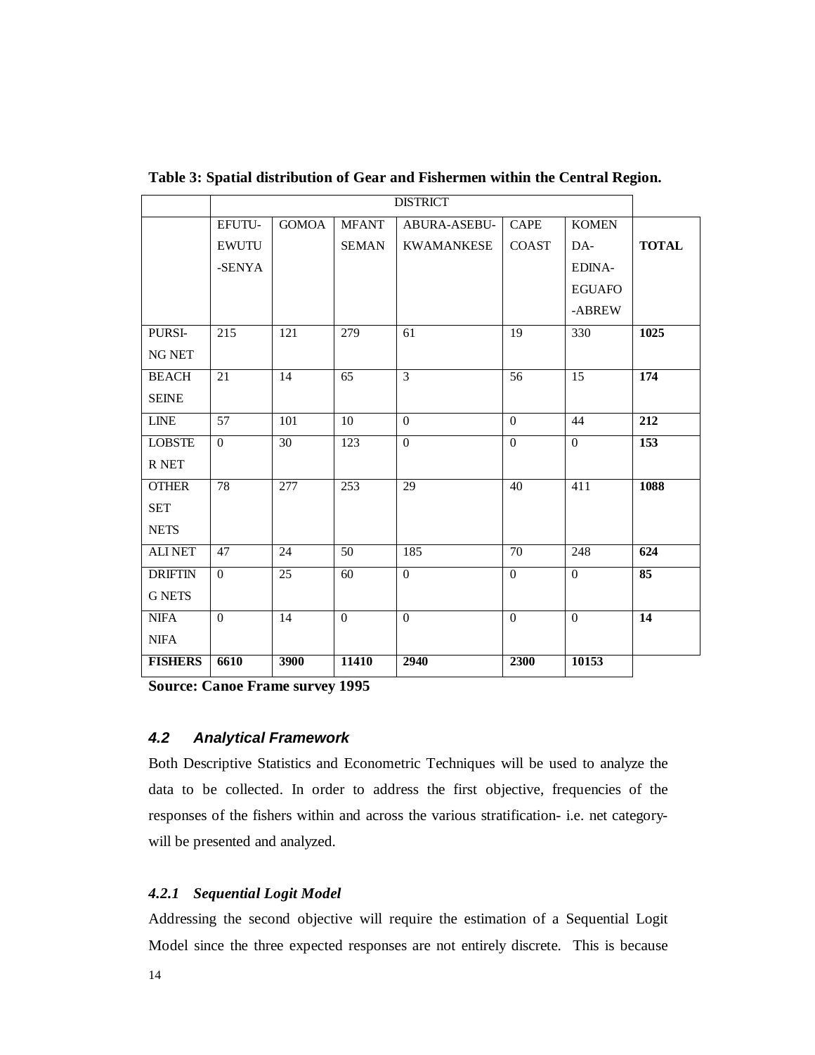**Table 3: Spatial distribution of Gear and Fishermen within the Central Region.**

| | DISTRICT | | | | | | |
|---|---|---|---|---|---|---|---|
| | EFUTU-EWUTU-SENYA | GOMOA | MFANTSEMAN | ABURA-ASEBU-KWAMANKESE | CAPE COAST | KOMENDA-EDINA-EGUAFO-ABREW | **TOTAL** |
| PURSING NET | 215 | 121 | 279 | 61 | 19 | 330 | **1025** |
| BEACH SEINE | 21 | 14 | 65 | 3 | 56 | 15 | **174** |
| LINE | 57 | 101 | 10 | 0 | 0 | 44 | **212** |
| LOBSTER NET | 0 | 30 | 123 | 0 | 0 | 0 | **153** |
| OTHER SET NETS | 78 | 277 | 253 | 29 | 40 | 411 | **1088** |
| ALI NET | 47 | 24 | 50 | 185 | 70 | 248 | **624** |
| DRIFTING NETS | 0 | 25 | 60 | 0 | 0 | 0 | **85** |
| NIFA NIFA | 0 | 14 | 0 | 0 | 0 | 0 | **14** |
| **FISHERS** | **6610** | **3900** | **11410** | **2940** | **2300** | **10153** | |

**Source: Canoe Frame survey 1995**

### *4.2 Analytical Framework*

Both Descriptive Statistics and Econometric Techniques will be used to analyze the data to be collected. In order to address the first objective, frequencies of the responses of the fishers within and across the various stratification- i.e. net category- will be presented and analyzed.

#### *4.2.1 Sequential Logit Model*

Addressing the second objective will require the estimation of a Sequential Logit Model since the three expected responses are not entirely discrete. This is because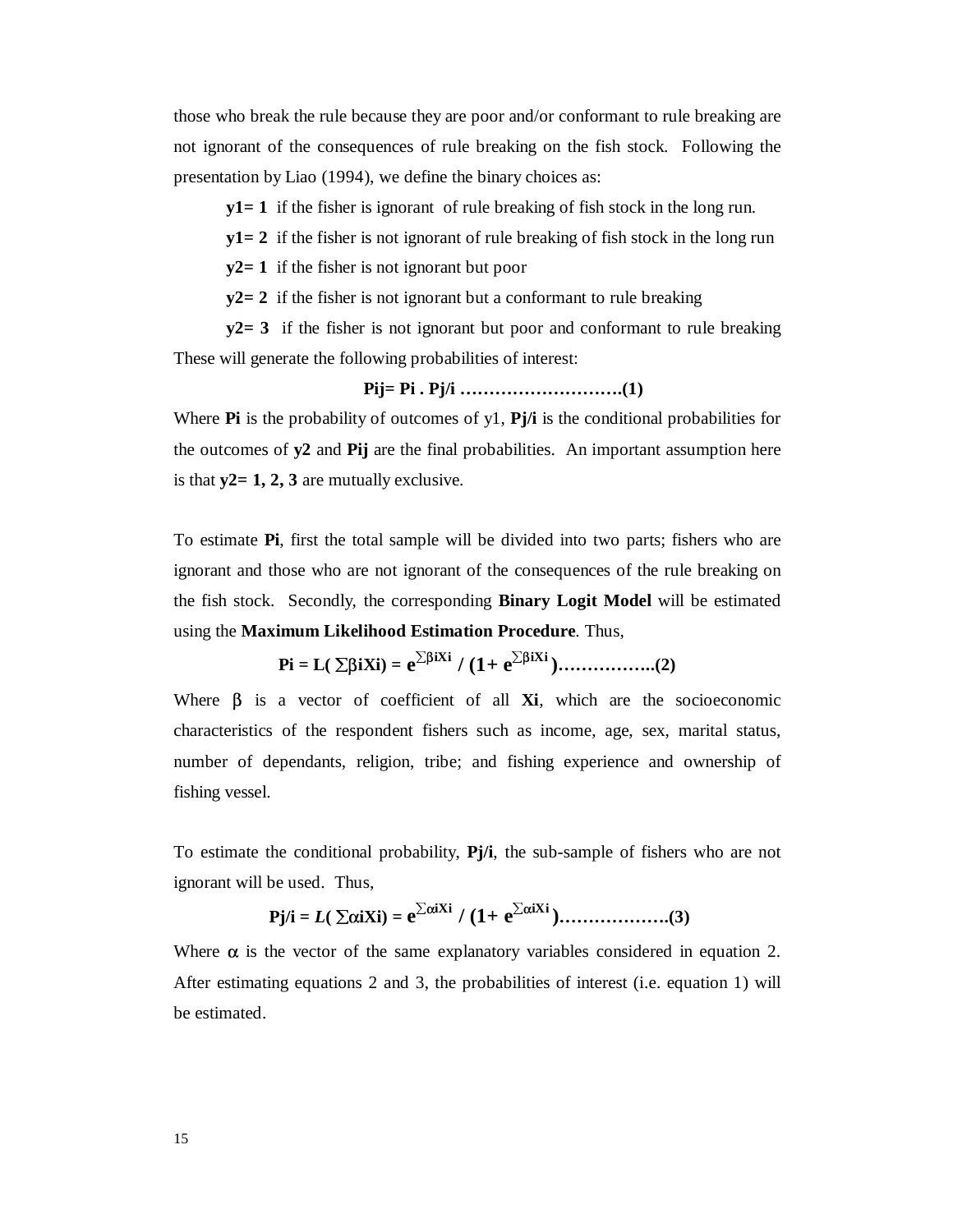those who break the rule because they are poor and/or conformant to rule breaking are not ignorant of the consequences of rule breaking on the fish stock. Following the presentation by Liao (1994), we define the binary choices as:

**y1= 1** if the fisher is ignorant of rule breaking of fish stock in the long run.

**y1= 2** if the fisher is not ignorant of rule breaking of fish stock in the long run

**y2= 1** if the fisher is not ignorant but poor

**y2= 2** if the fisher is not ignorant but a conformant to rule breaking

**y2= 3** if the fisher is not ignorant but poor and conformant to rule breaking

These will generate the following probabilities of interest:

$$P_{ij} = P_i \, . \, P_{j/i} \quad \text{……………………….(1)}$$

Where **Pi** is the probability of outcomes of y1, **Pj/i** is the conditional probabilities for the outcomes of **y2** and **Pij** are the final probabilities. An important assumption here is that **y2= 1, 2, 3** are mutually exclusive.

To estimate **Pi**, first the total sample will be divided into two parts; fishers who are ignorant and those who are not ignorant of the consequences of the rule breaking on the fish stock. Secondly, the corresponding **Binary Logit Model** will be estimated using the **Maximum Likelihood Estimation Procedure**. Thus,

$$P_i = L(\sum \beta_i X_i) = e^{\sum \beta_i X_i} / (1 + e^{\sum \beta_i X_i}) \quad \text{……………..(2)}$$

Where $\beta$ is a vector of coefficient of all **Xi**, which are the socioeconomic characteristics of the respondent fishers such as income, age, sex, marital status, number of dependants, religion, tribe; and fishing experience and ownership of fishing vessel.

To estimate the conditional probability, **Pj/i**, the sub-sample of fishers who are not ignorant will be used. Thus,

$$P_{j/i} = L(\sum \alpha_i X_i) = e^{\sum \alpha_i X_i} / (1 + e^{\sum \alpha_i X_i}) \quad \text{……………….(3)}$$

Where $\alpha$ is the vector of the same explanatory variables considered in equation 2. After estimating equations 2 and 3, the probabilities of interest (i.e. equation 1) will be estimated.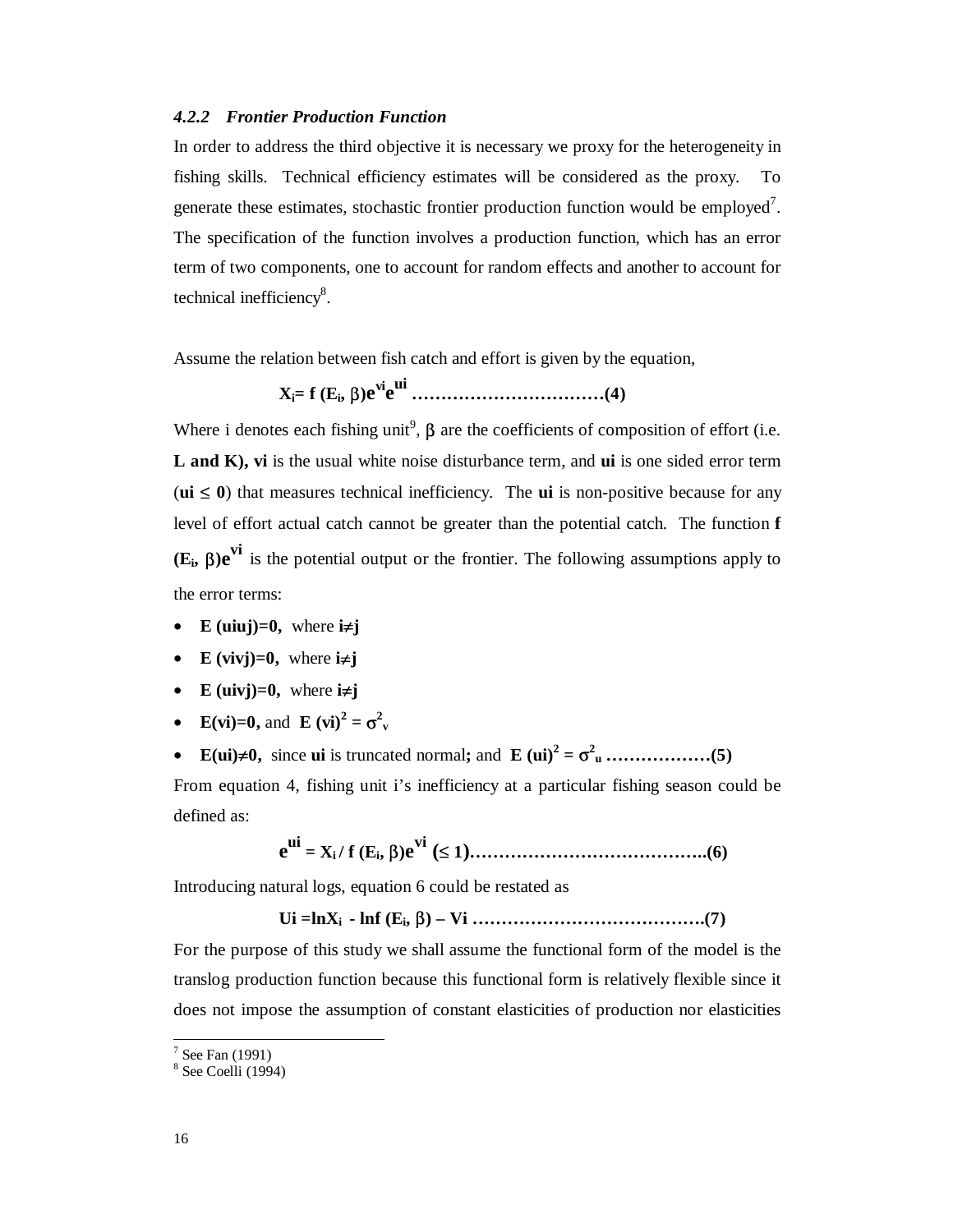### *4.2.2 Frontier Production Function*

In order to address the third objective it is necessary we proxy for the heterogeneity in fishing skills. Technical efficiency estimates will be considered as the proxy. To generate these estimates, stochastic frontier production function would be employed[7]. The specification of the function involves a production function, which has an error term of two components, one to account for random effects and another to account for technical inefficiency[8].

Assume the relation between fish catch and effort is given by the equation,

$$X_i = f(E_i, \beta)e^{vi}e^{ui} \quad \ldots\ldots\ldots\ldots\ldots\ldots\ldots\ldots\ldots\ldots\ldots(4)$$

Where i denotes each fishing unit[9], $\beta$ are the coefficients of composition of effort (i.e. **L and K), vi** is the usual white noise disturbance term, and **ui** is one sided error term (**ui** $\leq$ **0**) that measures technical inefficiency. The **ui** is non-positive because for any level of effort actual catch cannot be greater than the potential catch. The function $f(E_i, \beta)e^{vi}$ is the potential output or the frontier. The following assumptions apply to the error terms:

- $E(u_i u_j) = 0$, where $i \neq j$
- $E(v_i v_j) = 0$, where $i \neq j$
- $E(u_i v_j) = 0$, where $i \neq j$
- $E(v_i) = 0$, and $E(v_i)^2 = \sigma^2_v$
- $E(u_i) \neq 0$, since **ui** is truncated normal; and $E(u_i)^2 = \sigma^2_u$ ………………(5)

From equation 4, fishing unit i's inefficiency at a particular fishing season could be defined as:

$$e^{ui} = X_i / f(E_i, \beta)e^{vi} \; (\leq 1) \ldots\ldots\ldots\ldots\ldots\ldots\ldots\ldots\ldots\ldots\ldots\ldots(6)$$

Introducing natural logs, equation 6 could be restated as

$$U_i = \ln X_i - \ln f(E_i, \beta) - V_i \ldots\ldots\ldots\ldots\ldots\ldots\ldots\ldots\ldots\ldots\ldots\ldots(7)$$

For the purpose of this study we shall assume the functional form of the model is the translog production function because this functional form is relatively flexible since it does not impose the assumption of constant elasticities of production nor elasticities

---

[7] See Fan (1991)
[8] See Coelli (1994)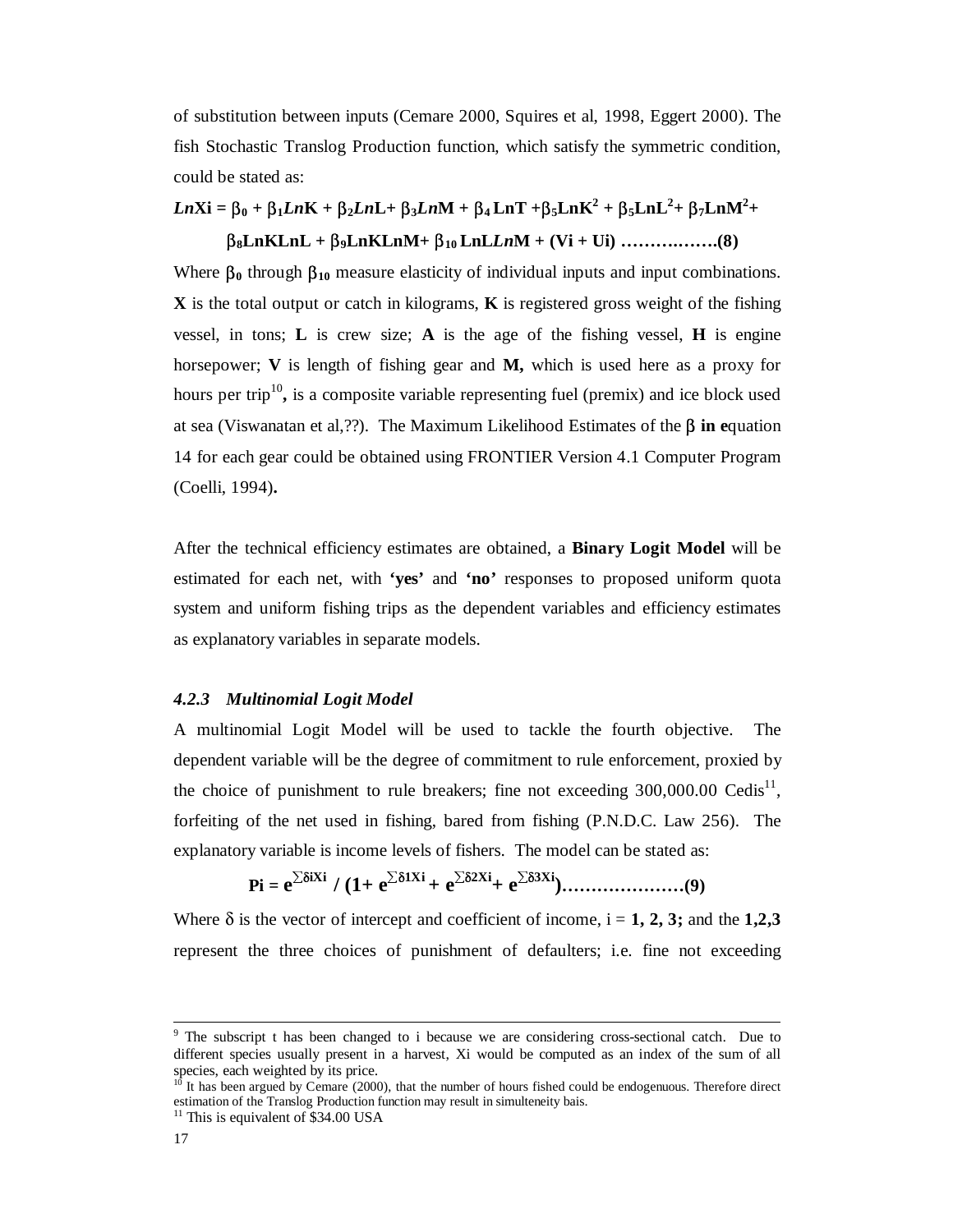of substitution between inputs (Cemare 2000, Squires et al, 1998, Eggert 2000). The fish Stochastic Translog Production function, which satisfy the symmetric condition, could be stated as:

$$LnXi = \beta_0 + \beta_1 LnK + \beta_2 LnL + \beta_3 LnM + \beta_4 LnT + \beta_5 LnK^2 + \beta_5 LnL^2 + \beta_7 LnM^2 +$$
$$\beta_8 LnKLnL + \beta_9 LnKLnM + \beta_{10} LnLLnM + (Vi + Ui) \text{ ……….…….(8)}$$

Where $\beta_0$ through $\beta_{10}$ measure elasticity of individual inputs and input combinations. **X** is the total output or catch in kilograms, **K** is registered gross weight of the fishing vessel, in tons; **L** is crew size; **A** is the age of the fishing vessel, **H** is engine horsepower; **V** is length of fishing gear and **M,** which is used here as a proxy for hours per trip[10]**,** is a composite variable representing fuel (premix) and ice block used at sea (Viswanatan et al,??). The Maximum Likelihood Estimates of the $\beta$ **in e**quation 14 for each gear could be obtained using FRONTIER Version 4.1 Computer Program (Coelli, 1994)**.**

After the technical efficiency estimates are obtained, a **Binary Logit Model** will be estimated for each net, with **'yes'** and **'no'** responses to proposed uniform quota system and uniform fishing trips as the dependent variables and efficiency estimates as explanatory variables in separate models.

### *4.2.3 Multinomial Logit Model*

A multinomial Logit Model will be used to tackle the fourth objective. The dependent variable will be the degree of commitment to rule enforcement, proxied by the choice of punishment to rule breakers; fine not exceeding 300,000.00 Cedis[11], forfeiting of the net used in fishing, bared from fishing (P.N.D.C. Law 256). The explanatory variable is income levels of fishers. The model can be stated as:

$$Pi = e^{\sum \delta iXi} / (1 + e^{\sum \delta 1Xi} + e^{\sum \delta 2Xi} + e^{\sum \delta 3Xi}) \text{………………….(9)}$$

Where $\delta$ is the vector of intercept and coefficient of income, i = **1, 2, 3;** and the **1,2,3** represent the three choices of punishment of defaulters; i.e. fine not exceeding

---

[9] The subscript t has been changed to i because we are considering cross-sectional catch. Due to different species usually present in a harvest, Xi would be computed as an index of the sum of all species, each weighted by its price.

[10] It has been argued by Cemare (2000), that the number of hours fished could be endogenuous. Therefore direct estimation of the Translog Production function may result in simulteneity bais.

[11] This is equivalent of $34.00 USA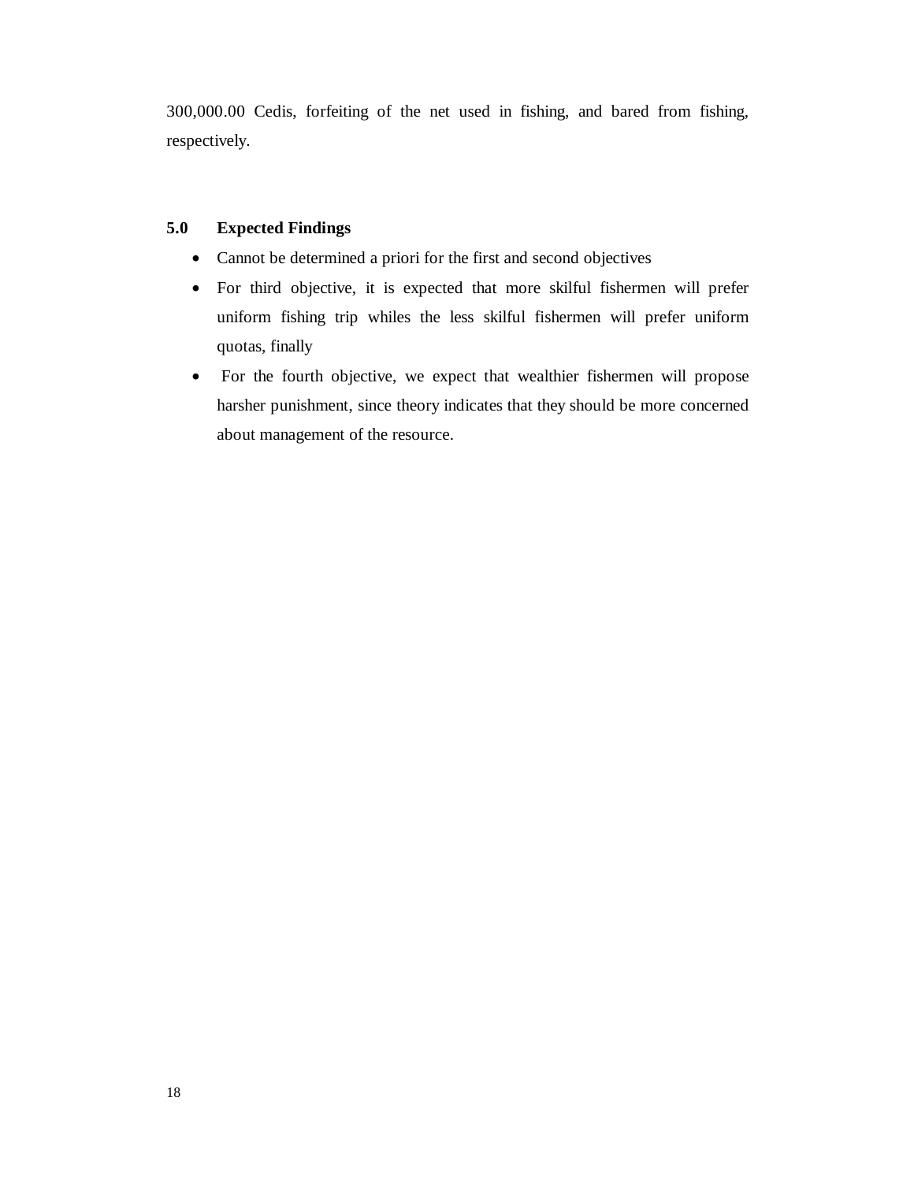300,000.00 Cedis, forfeiting of the net used in fishing, and bared from fishing, respectively.

## 5.0 Expected Findings

- Cannot be determined a priori for the first and second objectives
- For third objective, it is expected that more skilful fishermen will prefer uniform fishing trip whiles the less skilful fishermen will prefer uniform quotas, finally
- For the fourth objective, we expect that wealthier fishermen will propose harsher punishment, since theory indicates that they should be more concerned about management of the resource.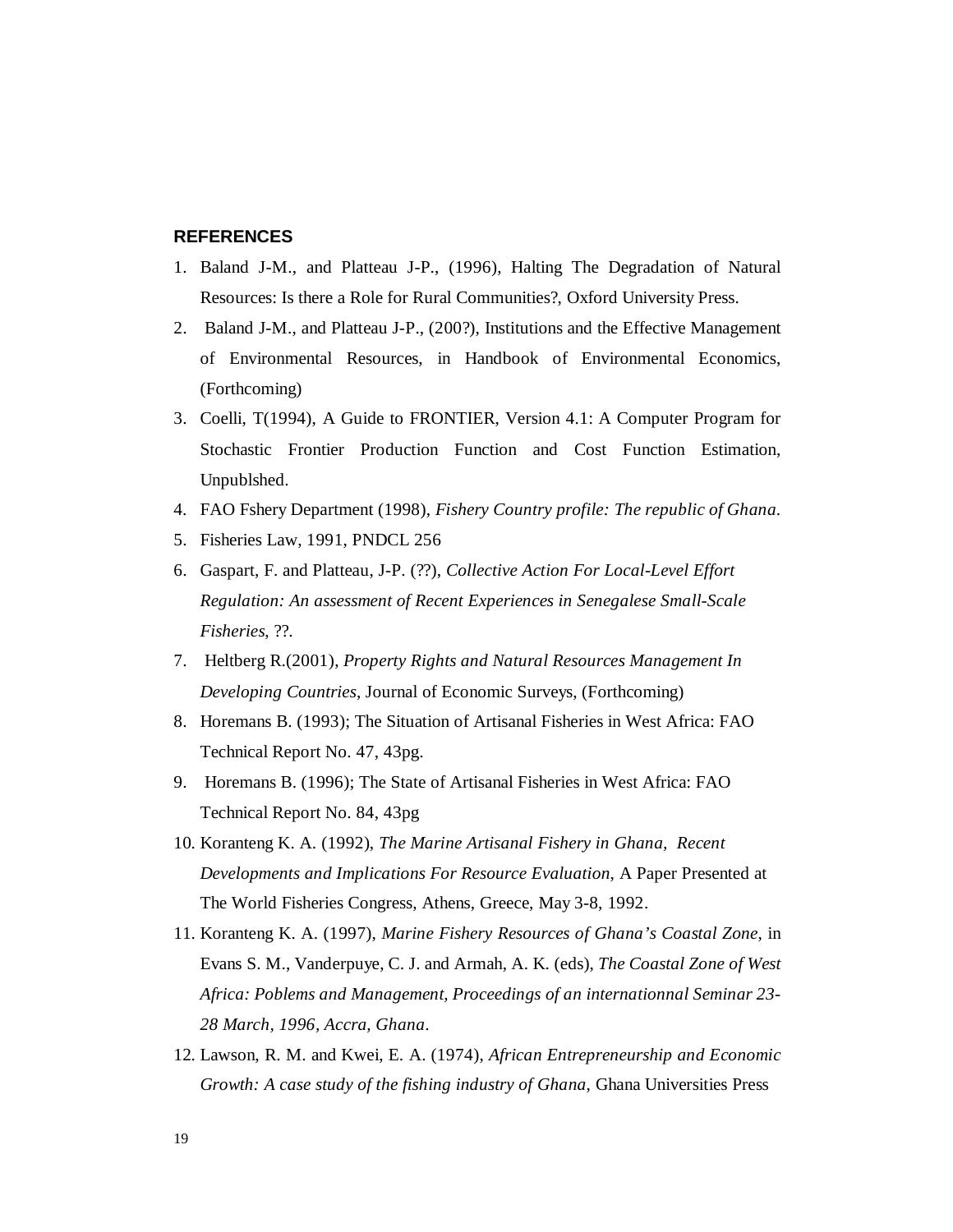## REFERENCES

1. Baland J-M., and Platteau J-P., (1996), Halting The Degradation of Natural Resources: Is there a Role for Rural Communities?, Oxford University Press.
2. Baland J-M., and Platteau J-P., (200?), Institutions and the Effective Management of Environmental Resources, in Handbook of Environmental Economics, (Forthcoming)
3. Coelli, T(1994), A Guide to FRONTIER, Version 4.1: A Computer Program for Stochastic Frontier Production Function and Cost Function Estimation, Unpublshed.
4. FAO Fshery Department (1998), *Fishery Country profile: The republic of Ghana*.
5. Fisheries Law, 1991, PNDCL 256
6. Gaspart, F. and Platteau, J-P. (??), *Collective Action For Local-Level Effort Regulation: An assessment of Recent Experiences in Senegalese Small-Scale Fisheries*, ??.
7. Heltberg R.(2001), *Property Rights and Natural Resources Management In Developing Countries*, Journal of Economic Surveys, (Forthcoming)
8. Horemans B. (1993); The Situation of Artisanal Fisheries in West Africa: FAO Technical Report No. 47, 43pg.
9. Horemans B. (1996); The State of Artisanal Fisheries in West Africa: FAO Technical Report No. 84, 43pg
10. Koranteng K. A. (1992), *The Marine Artisanal Fishery in Ghana, Recent Developments and Implications For Resource Evaluation*, A Paper Presented at The World Fisheries Congress, Athens, Greece, May 3-8, 1992.
11. Koranteng K. A. (1997), *Marine Fishery Resources of Ghana's Coastal Zone*, in Evans S. M., Vanderpuye, C. J. and Armah, A. K. (eds), *The Coastal Zone of West Africa: Poblems and Management, Proceedings of an internationnal Seminar 23-28 March, 1996, Accra, Ghana*.
12. Lawson, R. M. and Kwei, E. A. (1974), *African Entrepreneurship and Economic Growth: A case study of the fishing industry of Ghana*, Ghana Universities Press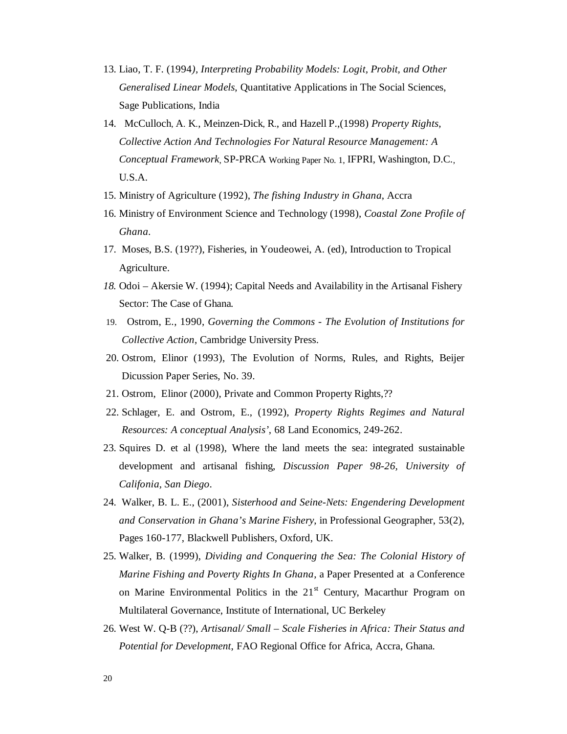13. Liao, T. F. (1994*), Interpreting Probability Models: Logit, Probit, and Other Generalised Linear Models*, Quantitative Applications in The Social Sciences, Sage Publications, India
14. McCulloch, A. K., Meinzen-Dick, R., and Hazell P.,(1998) *Property Rights, Collective Action And Technologies For Natural Resource Management: A Conceptual Framework*, SP-PRCA Working Paper No. 1, IFPRI, Washington, D.C., U.S.A.
15. Ministry of Agriculture (1992), *The fishing Industry in Ghana*, Accra
16. Ministry of Environment Science and Technology (1998), *Coastal Zone Profile of Ghana*.
17. Moses, B.S. (19??), Fisheries, in Youdeowei, A. (ed), Introduction to Tropical Agriculture.
18. Odoi – Akersie W. (1994); Capital Needs and Availability in the Artisanal Fishery Sector: The Case of Ghana.
19. Ostrom, E., 1990, *Governing the Commons - The Evolution of Institutions for Collective Action*, Cambridge University Press.
20. Ostrom, Elinor (1993), The Evolution of Norms, Rules, and Rights, Beijer Dicussion Paper Series, No. 39.
21. Ostrom, Elinor (2000), Private and Common Property Rights,??
22. Schlager, E. and Ostrom, E., (1992), *Property Rights Regimes and Natural Resources: A conceptual Analysis'*, 68 Land Economics, 249-262.
23. Squires D. et al (1998), Where the land meets the sea: integrated sustainable development and artisanal fishing*, Discussion Paper 98-26, University of Califonia, San Diego*.
24. Walker, B. L. E., (2001), *Sisterhood and Seine-Nets: Engendering Development and Conservation in Ghana's Marine Fishery*, in Professional Geographer, 53(2), Pages 160-177, Blackwell Publishers, Oxford, UK.
25. Walker, B. (1999), *Dividing and Conquering the Sea: The Colonial History of Marine Fishing and Poverty Rights In Ghana*, a Paper Presented at a Conference on Marine Environmental Politics in the 21st Century, Macarthur Program on Multilateral Governance, Institute of International, UC Berkeley
26. West W. Q-B (??), *Artisanal/ Small – Scale Fisheries in Africa: Their Status and Potential for Development*, FAO Regional Office for Africa, Accra, Ghana.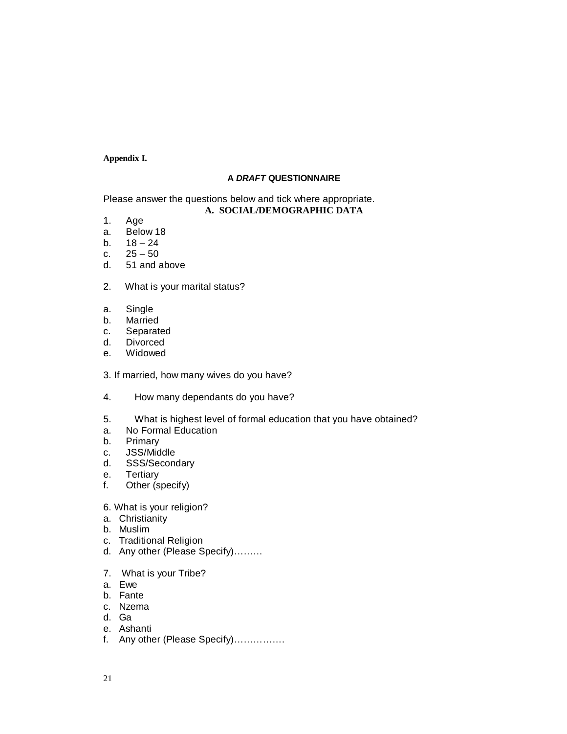**Appendix I.**

## A *DRAFT* QUESTIONNAIRE

Please answer the questions below and tick where appropriate.

### A. SOCIAL/DEMOGRAPHIC DATA

1. Age

a. Below 18
b. 18 – 24
c. 25 – 50
d. 51 and above

2. What is your marital status?

a. Single
b. Married
c. Separated
d. Divorced
e. Widowed

3. If married, how many wives do you have?

4. How many dependants do you have?

5. What is highest level of formal education that you have obtained?

a. No Formal Education
b. Primary
c. JSS/Middle
d. SSS/Secondary
e. Tertiary
f. Other (specify)

6. What is your religion?

a. Christianity
b. Muslim
c. Traditional Religion
d. Any other (Please Specify)………

7. What is your Tribe?

a. Ewe
b. Fante
c. Nzema
d. Ga
e. Ashanti
f. Any other (Please Specify)…………….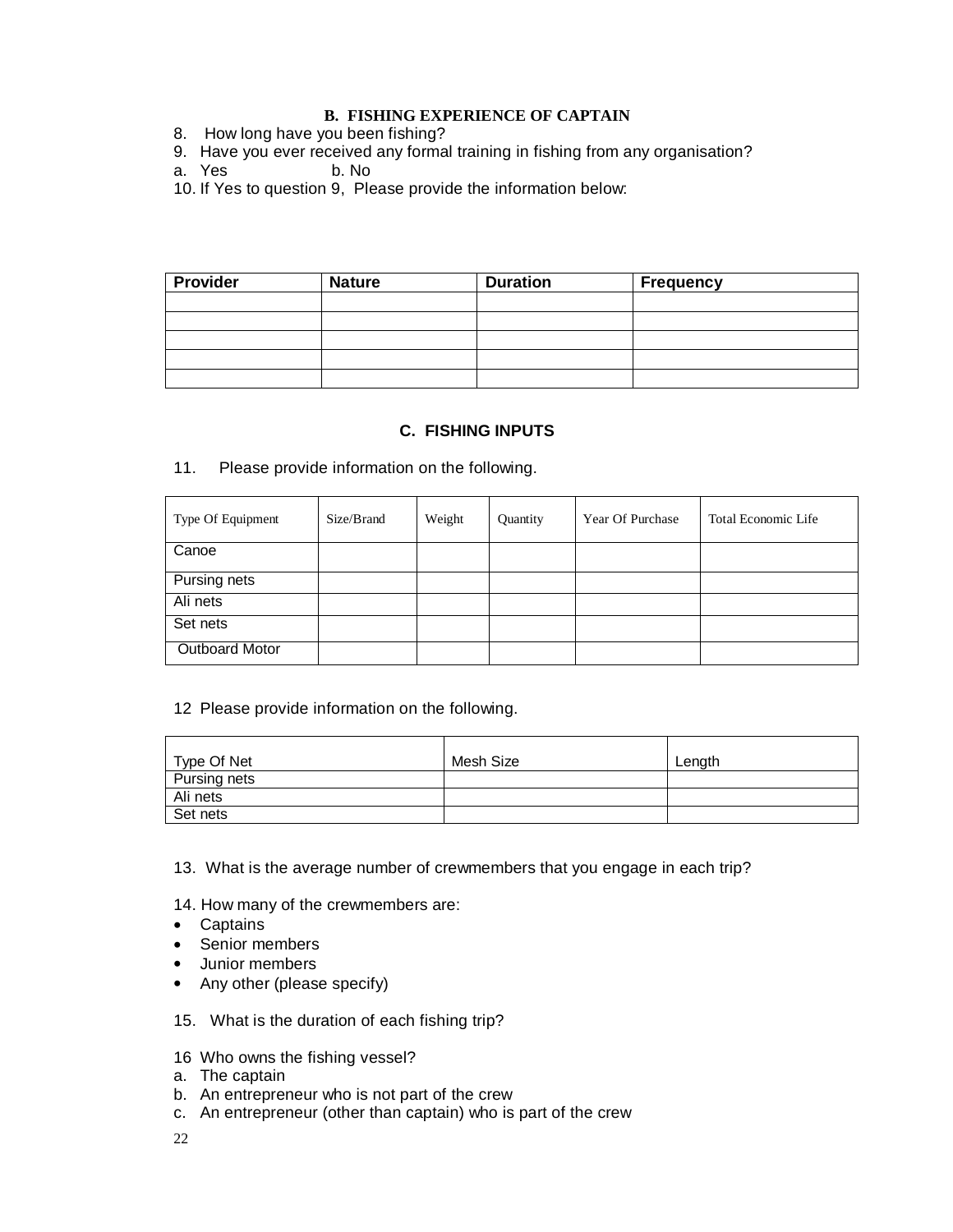### B. FISHING EXPERIENCE OF CAPTAIN

8. How long have you been fishing?
9. Have you ever received any formal training in fishing from any organisation?
a. Yes b. No
10. If Yes to question 9, Please provide the information below:

| Provider | Nature | Duration | Frequency |
| --- | --- | --- | --- |
| | | | |
| | | | |
| | | | |
| | | | |
| | | | |

### C. FISHING INPUTS

11. Please provide information on the following.

| Type Of Equipment | Size/Brand | Weight | Quantity | Year Of Purchase | Total Economic Life |
| --- | --- | --- | --- | --- | --- |
| Canoe | | | | | |
| Pursing nets | | | | | |
| Ali nets | | | | | |
| Set nets | | | | | |
| Outboard Motor | | | | | |

12 Please provide information on the following.

| Type Of Net | Mesh Size | Length |
| --- | --- | --- |
| Pursing nets | | |
| Ali nets | | |
| Set nets | | |

13. What is the average number of crewmembers that you engage in each trip?

14. How many of the crewmembers are:
- Captains
- Senior members
- Junior members
- Any other (please specify)

15. What is the duration of each fishing trip?

16 Who owns the fishing vessel?
a. The captain
b. An entrepreneur who is not part of the crew
c. An entrepreneur (other than captain) who is part of the crew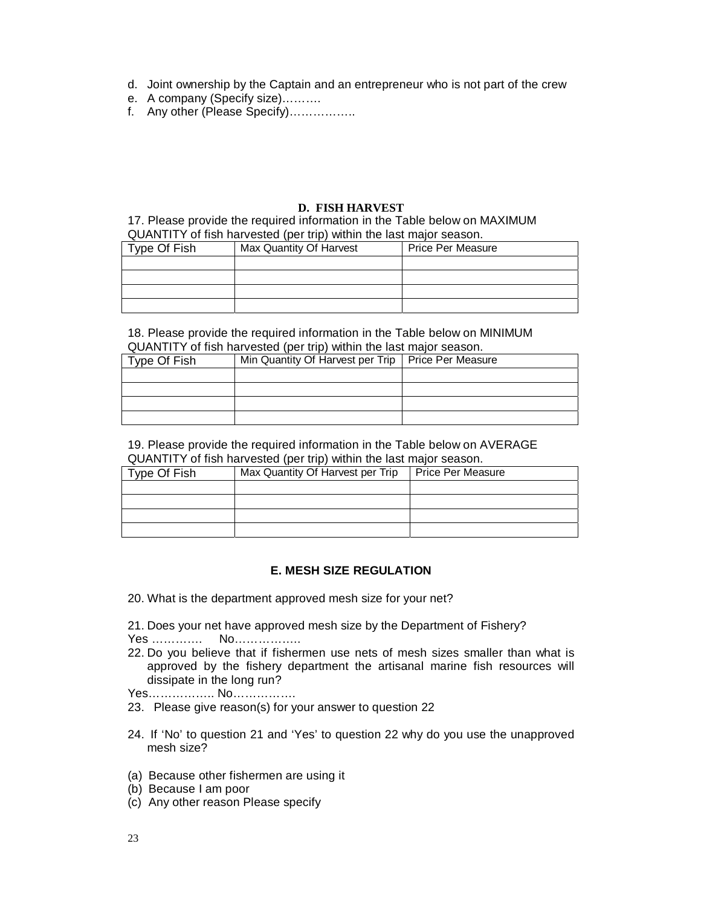d. Joint ownership by the Captain and an entrepreneur who is not part of the crew
e. A company (Specify size)……….
f. Any other (Please Specify)……………..

## D. FISH HARVEST

17. Please provide the required information in the Table below on MAXIMUM QUANTITY of fish harvested (per trip) within the last major season.

| Type Of Fish | Max Quantity Of Harvest | Price Per Measure |
|---|---|---|
| | | |
| | | |
| | | |
| | | |

18. Please provide the required information in the Table below on MINIMUM QUANTITY of fish harvested (per trip) within the last major season.

| Type Of Fish | Min Quantity Of Harvest per Trip | Price Per Measure |
|---|---|---|
| | | |
| | | |
| | | |
| | | |

19. Please provide the required information in the Table below on AVERAGE QUANTITY of fish harvested (per trip) within the last major season.

| Type Of Fish | Max Quantity Of Harvest per Trip | Price Per Measure |
|---|---|---|
| | | |
| | | |
| | | |
| | | |

## E. MESH SIZE REGULATION

20. What is the department approved mesh size for your net?

21. Does your net have approved mesh size by the Department of Fishery?
Yes …………  No……………..

22. Do you believe that if fishermen use nets of mesh sizes smaller than what is approved by the fishery department the artisanal marine fish resources will dissipate in the long run?
Yes…………….. No…………….

23. Please give reason(s) for your answer to question 22

24. If 'No' to question 21 and 'Yes' to question 22 why do you use the unapproved mesh size?

(a) Because other fishermen are using it
(b) Because I am poor
(c) Any other reason Please specify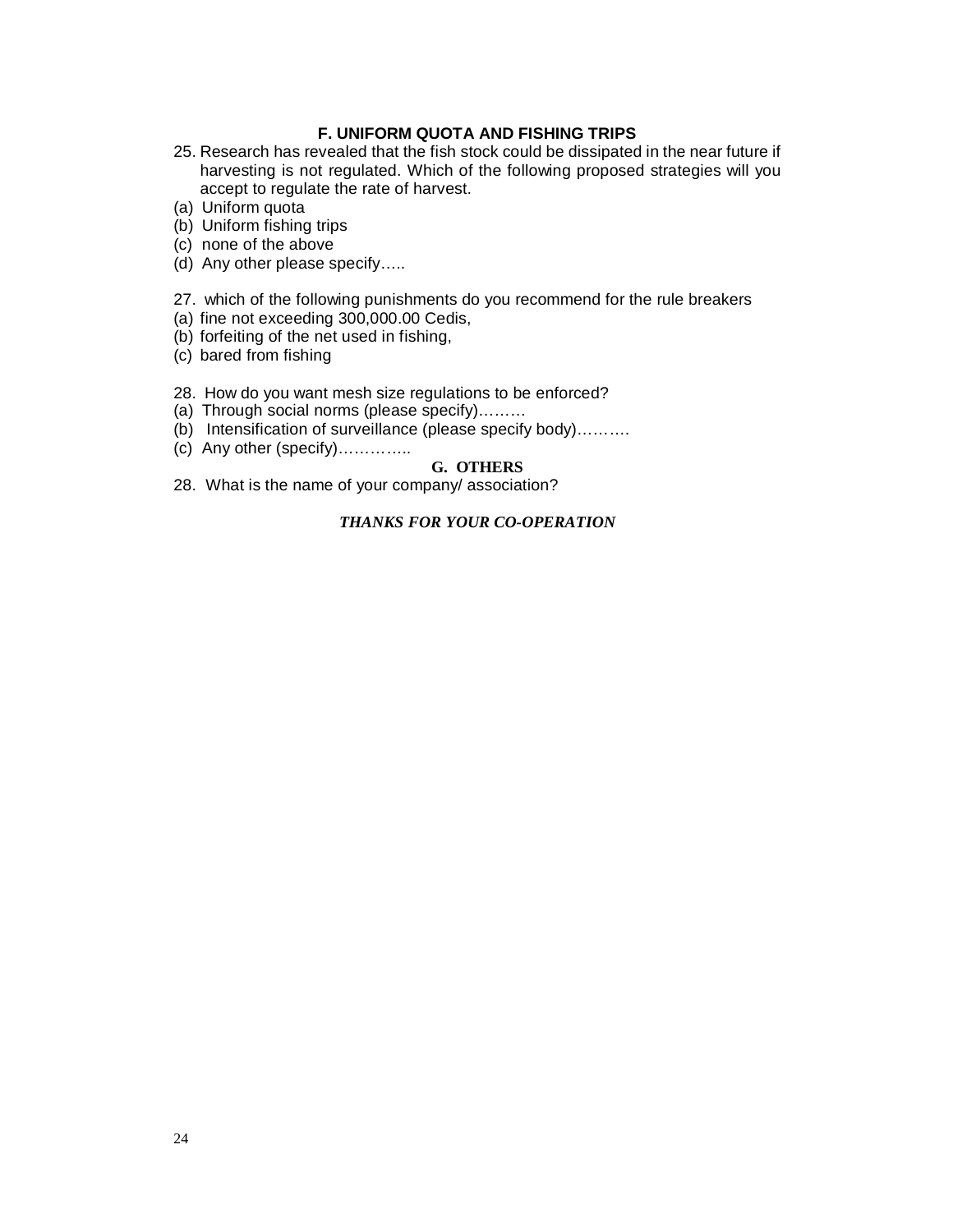### F. UNIFORM QUOTA AND FISHING TRIPS

25. Research has revealed that the fish stock could be dissipated in the near future if harvesting is not regulated. Which of the following proposed strategies will you accept to regulate the rate of harvest.

(a) Uniform quota
(b) Uniform fishing trips
(c) none of the above
(d) Any other please specify…..

27. which of the following punishments do you recommend for the rule breakers

(a) fine not exceeding 300,000.00 Cedis,
(b) forfeiting of the net used in fishing,
(c) bared from fishing

28. How do you want mesh size regulations to be enforced?

(a) Through social norms (please specify)………
(b) Intensification of surveillance (please specify body)……….
(c) Any other (specify)…………..

### G. OTHERS

28. What is the name of your company/ association?

***THANKS FOR YOUR CO-OPERATION***